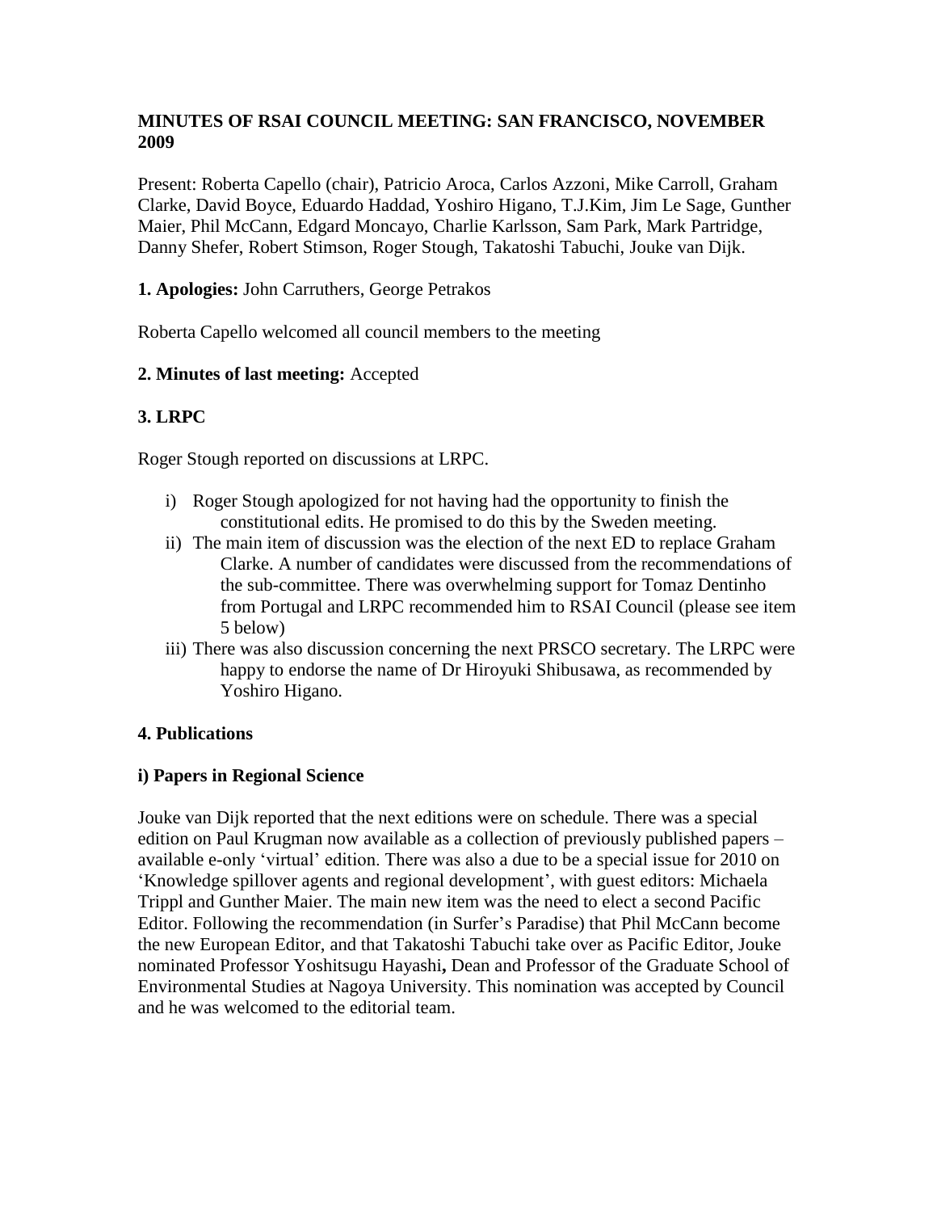# MINUTES OF RSAI COUNCIL MEETING: SAN FRANCISCO, NOVEMBER 2009

Present: Roberta Capello (chair), Patricio Aroca, Carlos Azzoni, Mike Carroll, Graham Clarke, David Boyce, Eduardo Haddad, Yoshiro Higano, T.J.Kim, Jim Le Sage, Gunther Maier, Phil McCann, Edgard Moncayo, Charlie Karlsson, Sam Park, Mark Partridge, Danny Shefer, Robert Stimson, Roger Stough, Takatoshi Tabuchi, Jouke van Dijk.

**1. Apologies:** John Carruthers, George Petrakos

Roberta Capello welcomed all council members to the meeting

**2. Minutes of last meeting:** Accepted

## 3. LRPC

Roger Stough reported on discussions at LRPC.

i) Roger Stough apologized for not having had the opportunity to finish the constitutional edits. He promised to do this by the Sweden meeting.

ii) The main item of discussion was the election of the next ED to replace Graham Clarke. A number of candidates were discussed from the recommendations of the sub-committee. There was overwhelming support for Tomaz Dentinho from Portugal and LRPC recommended him to RSAI Council (please see item 5 below)

iii) There was also discussion concerning the next PRSCO secretary. The LRPC were happy to endorse the name of Dr Hiroyuki Shibusawa, as recommended by Yoshiro Higano.

## 4. Publications

### i) Papers in Regional Science

Jouke van Dijk reported that the next editions were on schedule. There was a special edition on Paul Krugman now available as a collection of previously published papers – available e-only 'virtual' edition. There was also a due to be a special issue for 2010 on 'Knowledge spillover agents and regional development', with guest editors: Michaela Trippl and Gunther Maier. The main new item was the need to elect a second Pacific Editor. Following the recommendation (in Surfer's Paradise) that Phil McCann become the new European Editor, and that Takatoshi Tabuchi take over as Pacific Editor, Jouke nominated Professor Yoshitsugu Hayashi**,** Dean and Professor of the Graduate School of Environmental Studies at Nagoya University. This nomination was accepted by Council and he was welcomed to the editorial team.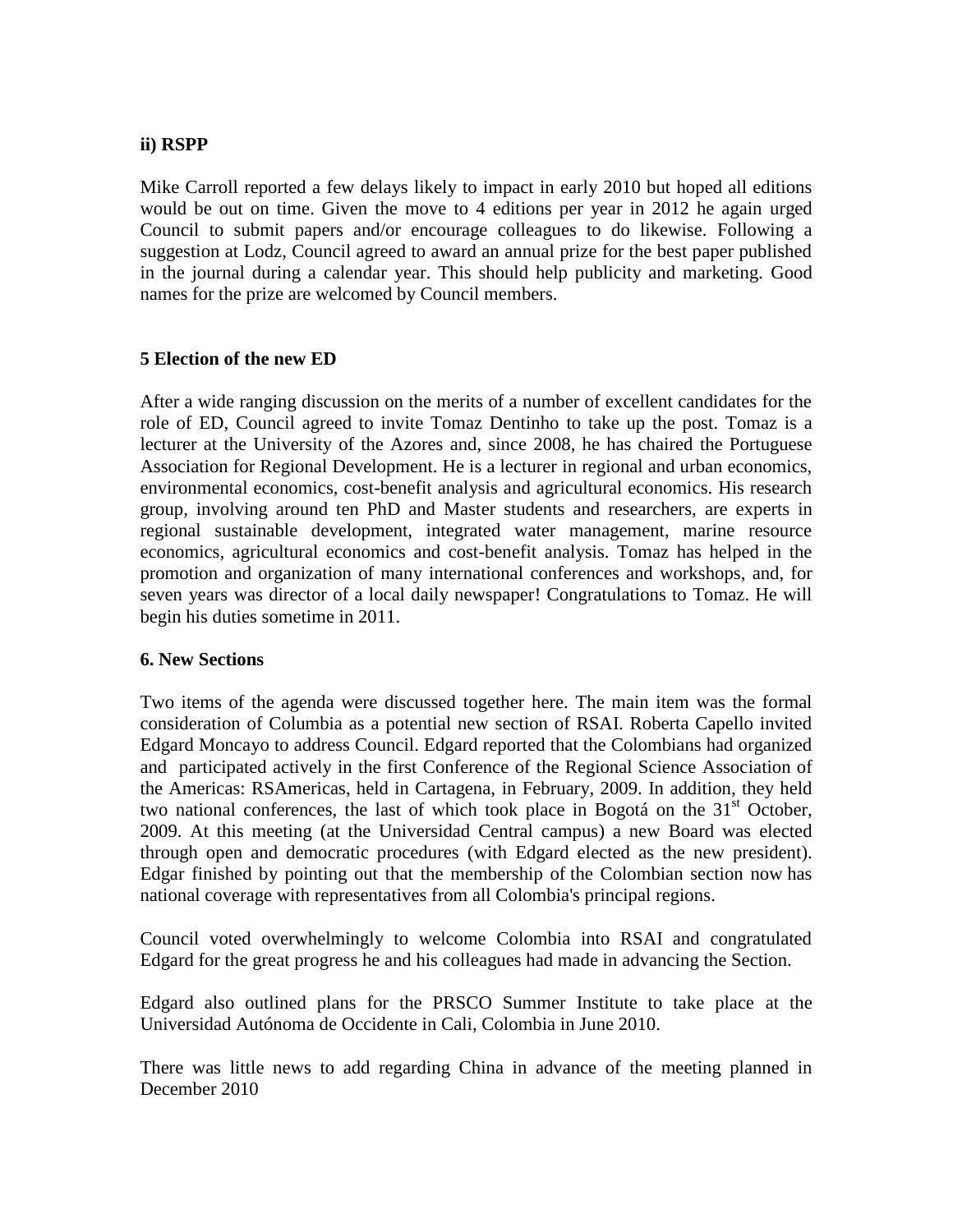**ii) RSPP**

Mike Carroll reported a few delays likely to impact in early 2010 but hoped all editions would be out on time. Given the move to 4 editions per year in 2012 he again urged Council to submit papers and/or encourage colleagues to do likewise. Following a suggestion at Lodz, Council agreed to award an annual prize for the best paper published in the journal during a calendar year. This should help publicity and marketing. Good names for the prize are welcomed by Council members.

**5 Election of the new ED**

After a wide ranging discussion on the merits of a number of excellent candidates for the role of ED, Council agreed to invite Tomaz Dentinho to take up the post. Tomaz is a lecturer at the University of the Azores and, since 2008, he has chaired the Portuguese Association for Regional Development. He is a lecturer in regional and urban economics, environmental economics, cost-benefit analysis and agricultural economics. His research group, involving around ten PhD and Master students and researchers, are experts in regional sustainable development, integrated water management, marine resource economics, agricultural economics and cost-benefit analysis. Tomaz has helped in the promotion and organization of many international conferences and workshops, and, for seven years was director of a local daily newspaper! Congratulations to Tomaz. He will begin his duties sometime in 2011.

**6. New Sections**

Two items of the agenda were discussed together here. The main item was the formal consideration of Columbia as a potential new section of RSAI. Roberta Capello invited Edgard Moncayo to address Council. Edgard reported that the Colombians had organized and participated actively in the first Conference of the Regional Science Association of the Americas: RSAmericas, held in Cartagena, in February, 2009. In addition, they held two national conferences, the last of which took place in Bogotá on the 31st October, 2009. At this meeting (at the Universidad Central campus) a new Board was elected through open and democratic procedures (with Edgard elected as the new president). Edgar finished by pointing out that the membership of the Colombian section now has national coverage with representatives from all Colombia's principal regions.

Council voted overwhelmingly to welcome Colombia into RSAI and congratulated Edgard for the great progress he and his colleagues had made in advancing the Section.

Edgard also outlined plans for the PRSCO Summer Institute to take place at the Universidad Autónoma de Occidente in Cali, Colombia in June 2010.

There was little news to add regarding China in advance of the meeting planned in December 2010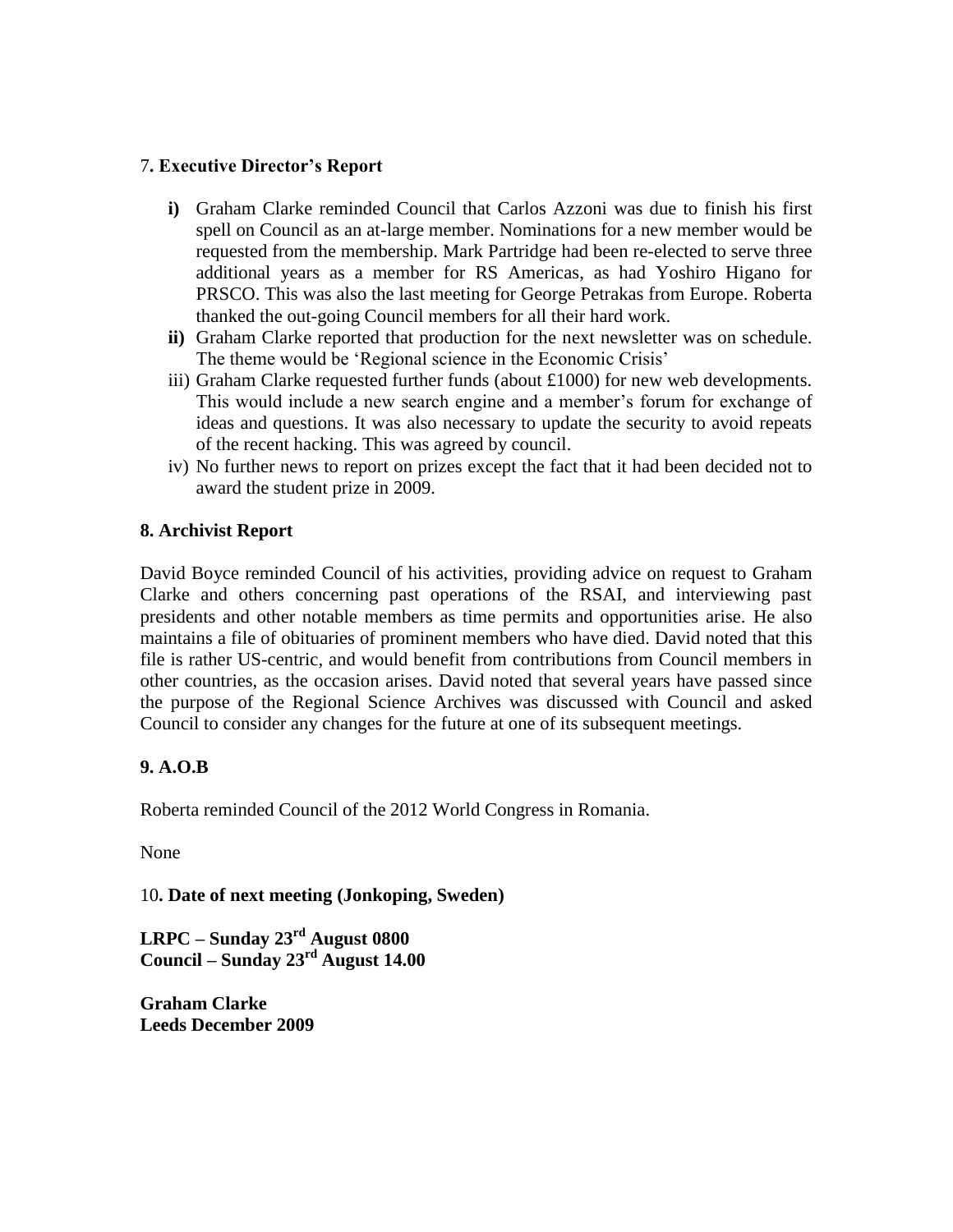## 7. Executive Director's Report

- **i)** Graham Clarke reminded Council that Carlos Azzoni was due to finish his first spell on Council as an at-large member. Nominations for a new member would be requested from the membership. Mark Partridge had been re-elected to serve three additional years as a member for RS Americas, as had Yoshiro Higano for PRSCO. This was also the last meeting for George Petrakas from Europe. Roberta thanked the out-going Council members for all their hard work.
- **ii)** Graham Clarke reported that production for the next newsletter was on schedule. The theme would be 'Regional science in the Economic Crisis'
- iii) Graham Clarke requested further funds (about £1000) for new web developments. This would include a new search engine and a member's forum for exchange of ideas and questions. It was also necessary to update the security to avoid repeats of the recent hacking. This was agreed by council.
- iv) No further news to report on prizes except the fact that it had been decided not to award the student prize in 2009.

## 8. Archivist Report

David Boyce reminded Council of his activities, providing advice on request to Graham Clarke and others concerning past operations of the RSAI, and interviewing past presidents and other notable members as time permits and opportunities arise. He also maintains a file of obituaries of prominent members who have died. David noted that this file is rather US-centric, and would benefit from contributions from Council members in other countries, as the occasion arises. David noted that several years have passed since the purpose of the Regional Science Archives was discussed with Council and asked Council to consider any changes for the future at one of its subsequent meetings.

## 9. A.O.B

Roberta reminded Council of the 2012 World Congress in Romania.

None

## 10. Date of next meeting (Jonkoping, Sweden)

**LRPC – Sunday 23rd August 0800**
**Council – Sunday 23rd August 14.00**

**Graham Clarke**
**Leeds December 2009**